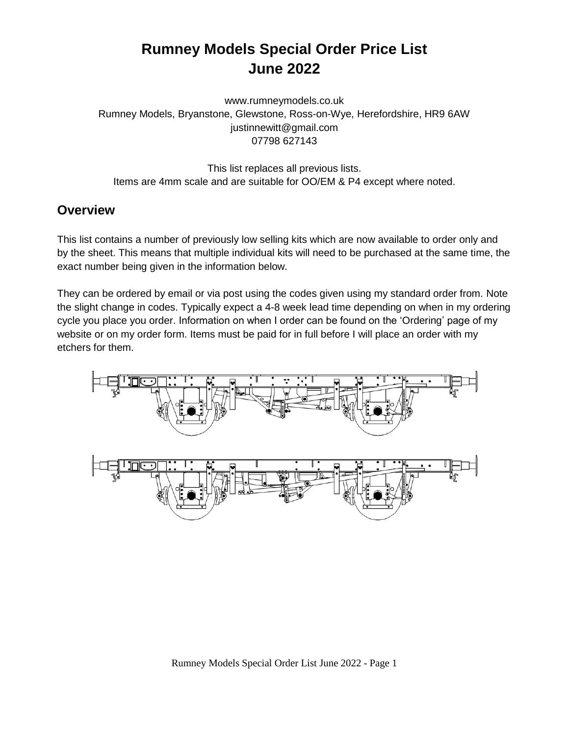# Rumney Models Special Order Price List June 2022

www.rumneymodels.co.uk
Rumney Models, Bryanstone, Glewstone, Ross-on-Wye, Herefordshire, HR9 6AW
justinnewitt@gmail.com
07798 627143

This list replaces all previous lists.
Items are 4mm scale and are suitable for OO/EM & P4 except where noted.

## Overview

This list contains a number of previously low selling kits which are now available to order only and by the sheet. This means that multiple individual kits will need to be purchased at the same time, the exact number being given in the information below.

They can be ordered by email or via post using the codes given using my standard order from. Note the slight change in codes. Typically expect a 4-8 week lead time depending on when in my ordering cycle you place you order. Information on when I order can be found on the 'Ordering' page of my website or on my order form. Items must be paid for in full before I will place an order with my etchers for them.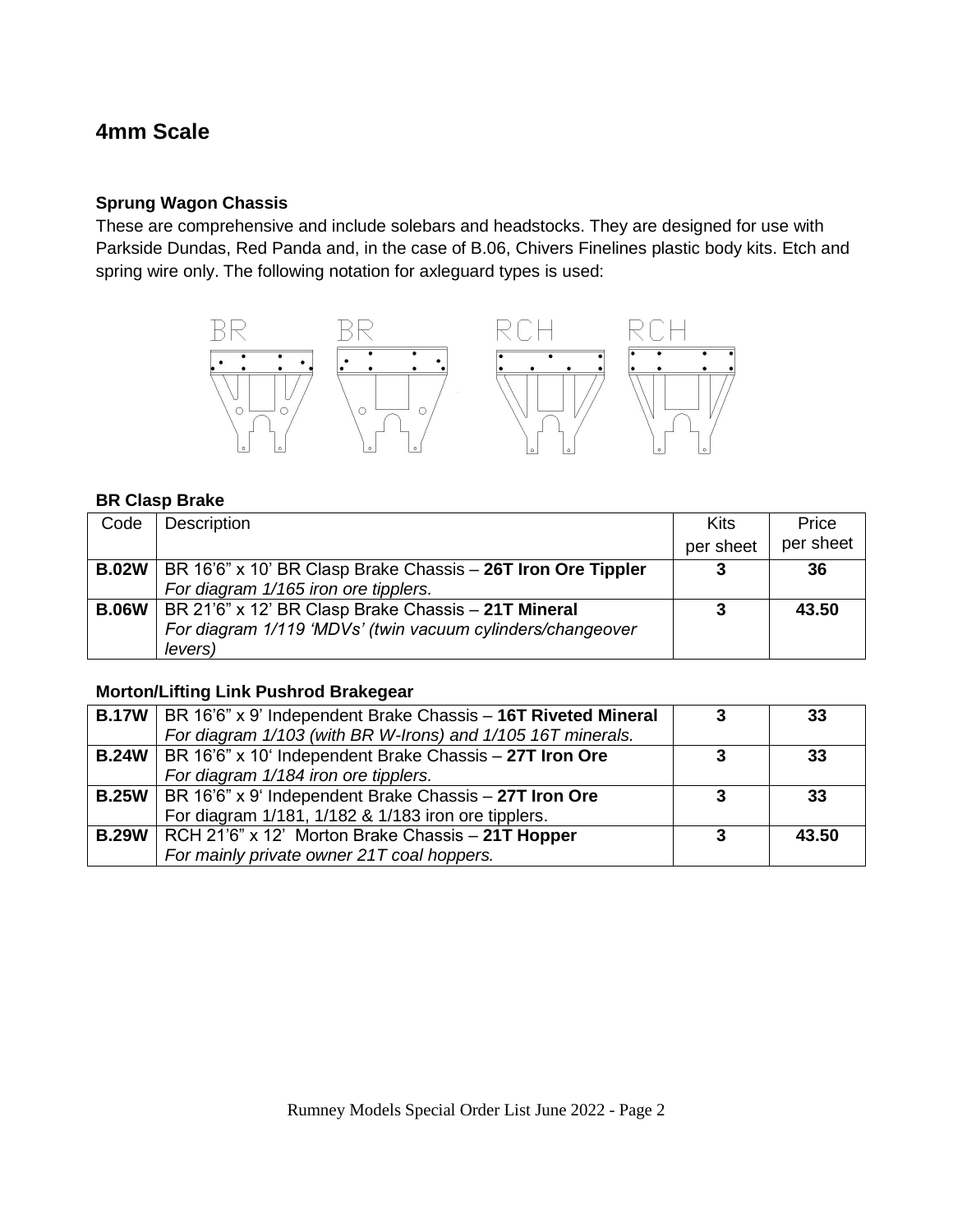## 4mm Scale

### Sprung Wagon Chassis

These are comprehensive and include solebars and headstocks. They are designed for use with Parkside Dundas, Red Panda and, in the case of B.06, Chivers Finelines plastic body kits. Etch and spring wire only. The following notation for axleguard types is used:

BR BR RCH RCH

### BR Clasp Brake

| Code | Description | Kits per sheet | Price per sheet |
|---|---|---|---|
| **B.02W** | BR 16'6" x 10' BR Clasp Brake Chassis – **26T Iron Ore Tippler**<br>*For diagram 1/165 iron ore tipplers.* | **3** | **36** |
| **B.06W** | BR 21'6" x 12' BR Clasp Brake Chassis – **21T Mineral**<br>*For diagram 1/119 'MDVs' (twin vacuum cylinders/changeover levers)* | **3** | **43.50** |

### Morton/Lifting Link Pushrod Brakegear

| | | | |
|---|---|---|---|
| **B.17W** | BR 16'6" x 9' Independent Brake Chassis – **16T Riveted Mineral**<br>*For diagram 1/103 (with BR W-Irons) and 1/105 16T minerals.* | **3** | **33** |
| **B.24W** | BR 16'6" x 10' Independent Brake Chassis – **27T Iron Ore**<br>*For diagram 1/184 iron ore tipplers.* | **3** | **33** |
| **B.25W** | BR 16'6" x 9' Independent Brake Chassis – **27T Iron Ore**<br>For diagram 1/181, 1/182 & 1/183 iron ore tipplers. | **3** | **33** |
| **B.29W** | RCH 21'6" x 12' Morton Brake Chassis – **21T Hopper**<br>*For mainly private owner 21T coal hoppers.* | **3** | **43.50** |